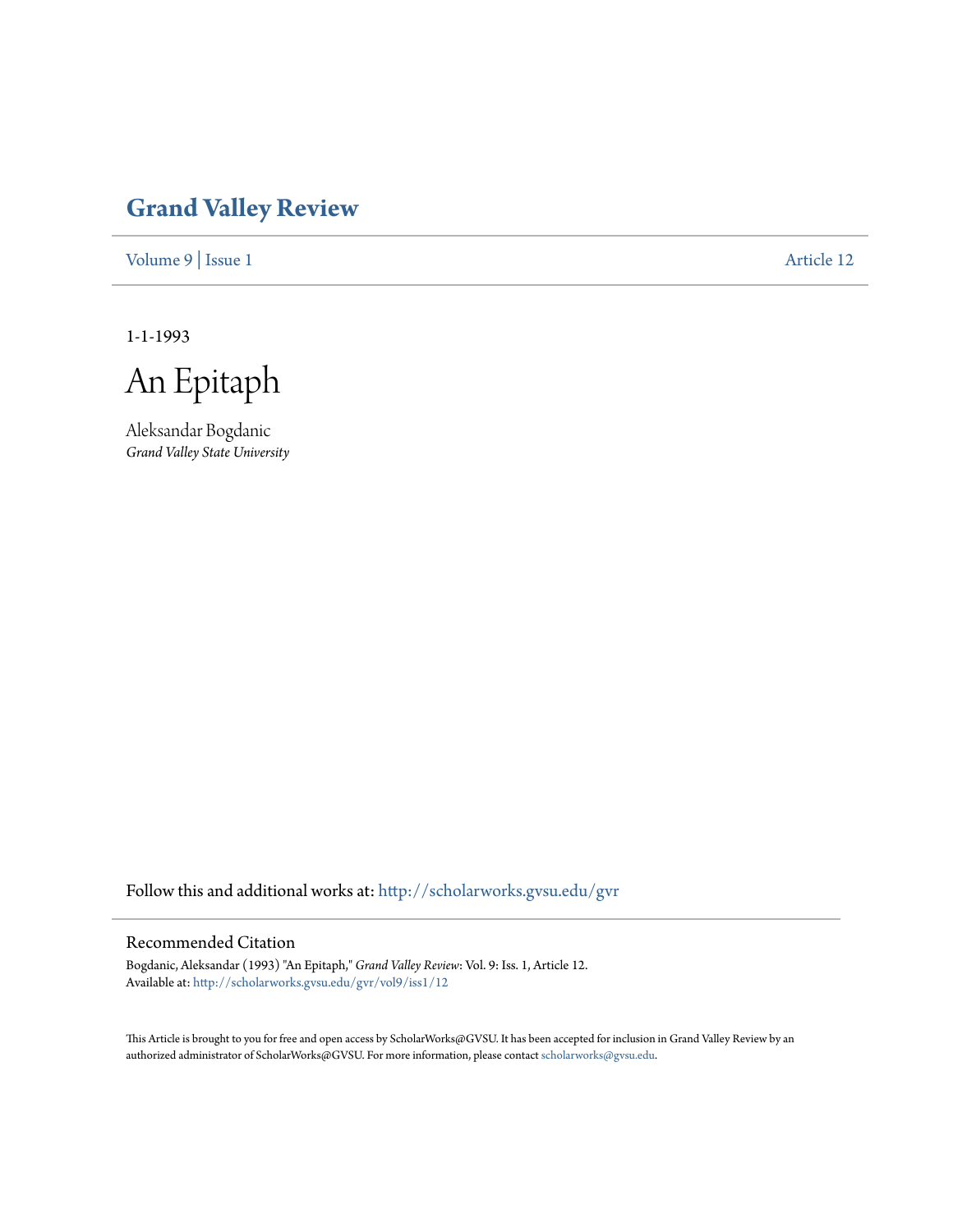# Grand Valley Review

Volume 9 | Issue 1 Article 12

1-1-1993

# An Epitaph

Aleksandar Bogdanic
*Grand Valley State University*

Follow this and additional works at: http://scholarworks.gvsu.edu/gvr

## Recommended Citation

Bogdanic, Aleksandar (1993) "An Epitaph," *Grand Valley Review*: Vol. 9: Iss. 1, Article 12.
Available at: http://scholarworks.gvsu.edu/gvr/vol9/iss1/12

This Article is brought to you for free and open access by ScholarWorks@GVSU. It has been accepted for inclusion in Grand Valley Review by an authorized administrator of ScholarWorks@GVSU. For more information, please contact scholarworks@gvsu.edu.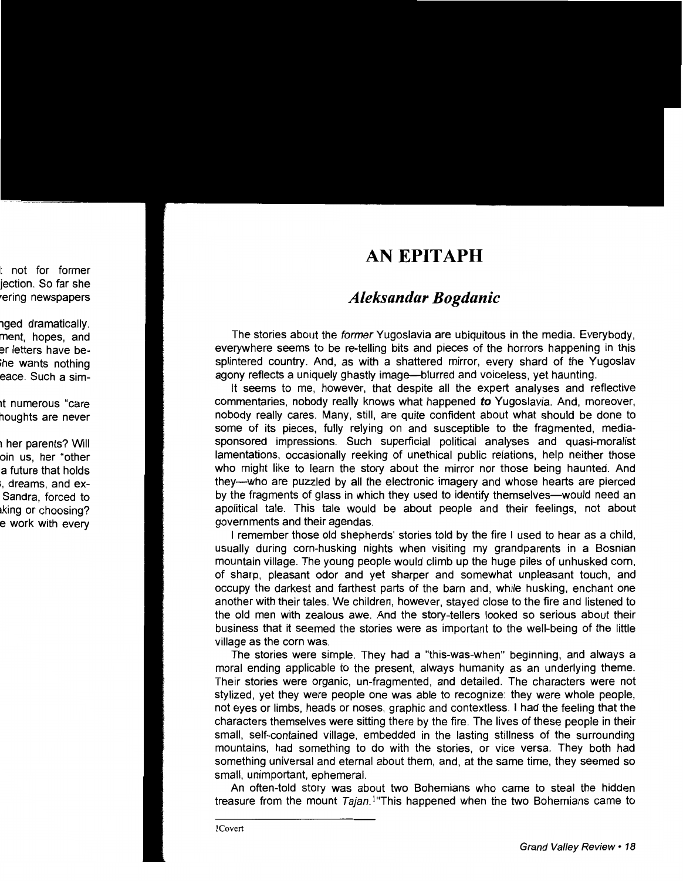# AN EPITAPH

## *Aleksandar Bogdanic*

The stories about the *former* Yugoslavia are ubiquitous in the media. Everybody, everywhere seems to be re-telling bits and pieces of the horrors happening in this splintered country. And, as with a shattered mirror, every shard of the Yugoslav agony reflects a uniquely ghastly image—blurred and voiceless, yet haunting.

It seems to me, however, that despite all the expert analyses and reflective commentaries, nobody really knows what happened ***to*** Yugoslavia. And, moreover, nobody really cares. Many, still, are quite confident about what should be done to some of its pieces, fully relying on and susceptible to the fragmented, media-sponsored impressions. Such superficial political analyses and quasi-moralist lamentations, occasionally reeking of unethical public relations, help neither those who might like to learn the story about the mirror nor those being haunted. And they—who are puzzled by all the electronic imagery and whose hearts are pierced by the fragments of glass in which they used to identify themselves—would need an apolitical tale. This tale would be about people and their feelings, not about governments and their agendas.

I remember those old shepherds' stories told by the fire I used to hear as a child, usually during corn-husking nights when visiting my grandparents in a Bosnian mountain village. The young people would climb up the huge piles of unhusked corn, of sharp, pleasant odor and yet sharper and somewhat unpleasant touch, and occupy the darkest and farthest parts of the barn and, while husking, enchant one another with their tales. We children, however, stayed close to the fire and listened to the old men with zealous awe. And the story-tellers looked so serious about their business that it seemed the stories were as important to the well-being of the little village as the corn was.

The stories were simple. They had a "this-was-when" beginning, and always a moral ending applicable to the present, always humanity as an underlying theme. Their stories were organic, un-fragmented, and detailed. The characters were not stylized, yet they were people one was able to recognize: they were whole people, not eyes or limbs, heads or noses, graphic and contextless. I had the feeling that the characters themselves were sitting there by the fire. The lives of these people in their small, self-contained village, embedded in the lasting stillness of the surrounding mountains, had something to do with the stories, or vice versa. They both had something universal and eternal about them, and, at the same time, they seemed so small, unimportant, ephemeral.

An often-told story was about two Bohemians who came to steal the hidden treasure from the mount *Tajan*.[1] "This happened when the two Bohemians came to

---

[1] Covert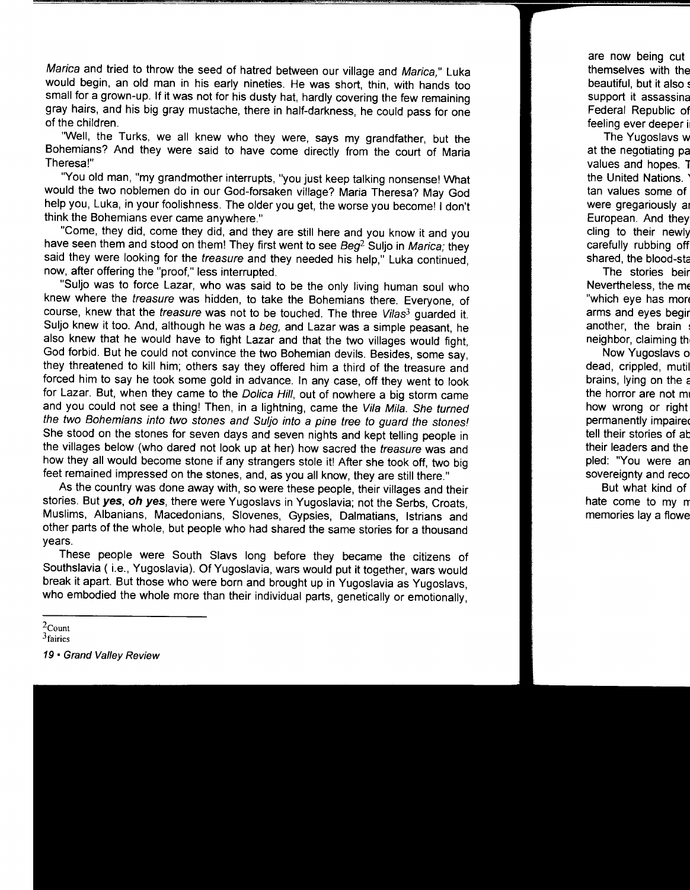*Marica* and tried to throw the seed of hatred between our village and *Marica,*" Luka would begin, an old man in his early nineties. He was short, thin, with hands too small for a grown-up. If it was not for his dusty hat, hardly covering the few remaining gray hairs, and his big gray mustache, there in half-darkness, he could pass for one of the children.

"Well, the Turks, we all knew who they were, says my grandfather, but the Bohemians? And they were said to have come directly from the court of Maria Theresa!"

"You old man, "my grandmother interrupts, "you just keep talking nonsense! What would the two noblemen do in our God-forsaken village? Maria Theresa? May God help you, Luka, in your foolishness. The older you get, the worse you become! I don't think the Bohemians ever came anywhere."

"Come, they did, come they did, and they are still here and you know it and you have seen them and stood on them! They first went to see *Beg*[2] Suljo in *Marica;* they said they were looking for the *treasure* and they needed his help," Luka continued, now, after offering the "proof," less interrupted.

"Suljo was to force Lazar, who was said to be the only living human soul who knew where the *treasure* was hidden, to take the Bohemians there. Everyone, of course, knew that the *treasure* was not to be touched. The three *Vilas*[3] guarded it. Suljo knew it too. And, although he was a *beg,* and Lazar was a simple peasant, he also knew that he would have to fight Lazar and that the two villages would fight, God forbid. But he could not convince the two Bohemian devils. Besides, some say, they threatened to kill him; others say they offered him a third of the treasure and forced him to say he took some gold in advance. In any case, off they went to look for Lazar. But, when they came to the *Dolica Hill*, out of nowhere a big storm came and you could not see a thing! Then, in a lightning, came the *Vila Mila. She turned the two Bohemians into two stones and Suljo into a pine tree to guard the stones!* She stood on the stones for seven days and seven nights and kept telling people in the villages below (who dared not look up at her) how sacred the *treasure* was and how they all would become stone if any strangers stole it! After she took off, two big feet remained impressed on the stones, and, as you all know, they are still there."

As the country was done away with, so were these people, their villages and their stories. But ***yes, oh yes***, there were Yugoslavs in Yugoslavia; not the Serbs, Croats, Muslims, Albanians, Macedonians, Slovenes, Gypsies, Dalmatians, Istrians and other parts of the whole, but people who had shared the same stories for a thousand years.

These people were South Slavs long before they became the citizens of Southslavia ( i.e., Yugoslavia). Of Yugoslavia, wars would put it together, wars would break it apart. But those who were born and brought up in Yugoslavia as Yugoslavs, who embodied the whole more than their individual parts, genetically or emotionally,

---

[2] Count

[3] fairics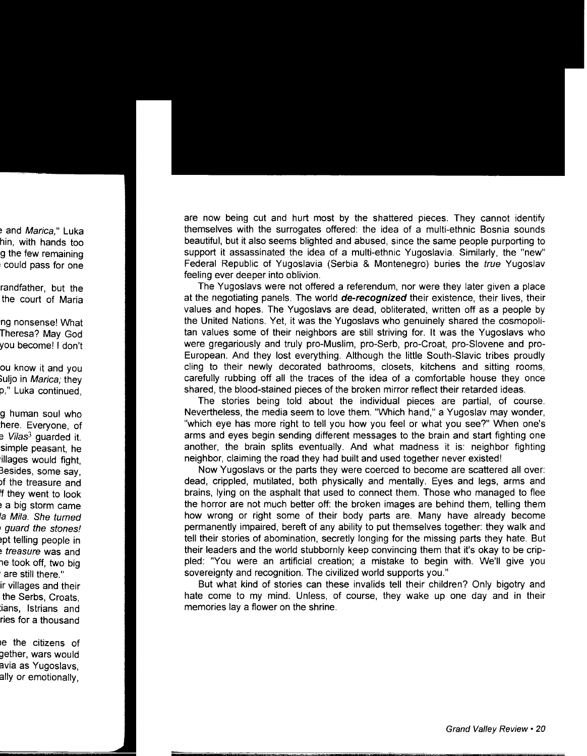are now being cut and hurt most by the shattered pieces. They cannot identify themselves with the surrogates offered: the idea of a multi-ethnic Bosnia sounds beautiful, but it also seems blighted and abused, since the same people purporting to support it assassinated the idea of a multi-ethnic Yugoslavia. Similarly, the "new" Federal Republic of Yugoslavia (Serbia & Montenegro) buries the *true* Yugoslav feeling ever deeper into oblivion.

The Yugoslavs were not offered a referendum, nor were they later given a place at the negotiating panels. The world ***de-recognized*** their existence, their lives, their values and hopes. The Yugoslavs are dead, obliterated, written off as a people by the United Nations. Yet, it was the Yugoslavs who genuinely shared the cosmopolitan values some of their neighbors are still striving for. It was the Yugoslavs who were gregariously and truly pro-Muslim, pro-Serb, pro-Croat, pro-Slovene and pro-European. And they lost everything. Although the little South-Slavic tribes proudly cling to their newly decorated bathrooms, closets, kitchens and sitting rooms, carefully rubbing off all the traces of the idea of a comfortable house they once shared, the blood-stained pieces of the broken mirror reflect their retarded ideas.

The stories being told about the individual pieces are partial, of course. Nevertheless, the media seem to love them. "Which hand," a Yugoslav may wonder, "which eye has more right to tell you how you feel or what you see?" When one's arms and eyes begin sending different messages to the brain and start fighting one another, the brain splits eventually. And what madness it is: neighbor fighting neighbor, claiming the road they had built and used together never existed!

Now Yugoslavs or the parts they were coerced to become are scattered all over: dead, crippled, mutilated, both physically and mentally. Eyes and legs, arms and brains, lying on the asphalt that used to connect them. Those who managed to flee the horror are not much better off: the broken images are behind them, telling them how wrong or right some of their body parts are. Many have already become permanently impaired, bereft of any ability to put themselves together: they walk and tell their stories of abomination, secretly longing for the missing parts they hate. But their leaders and the world stubbornly keep convincing them that it's okay to be crippled: "You were an artificial creation; a mistake to begin with. We'll give you sovereignty and recognition. The civilized world supports you."

But what kind of stories can these invalids tell their children? Only bigotry and hate come to my mind. Unless, of course, they wake up one day and in their memories lay a flower on the shrine.